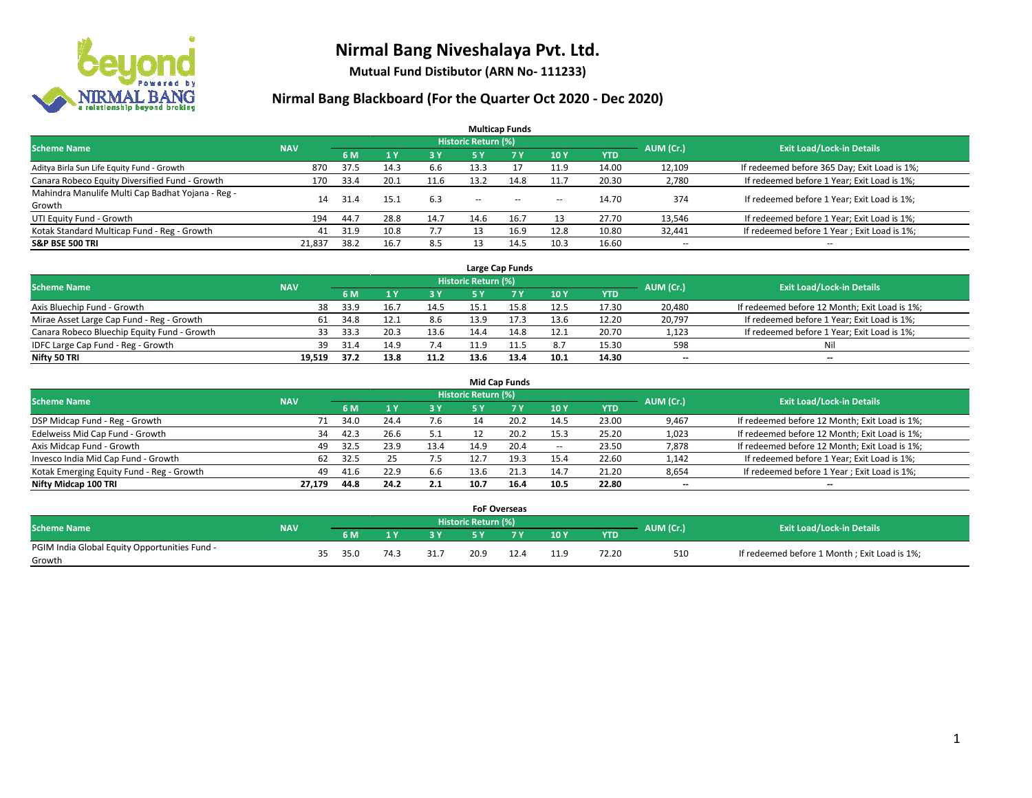# Nirmal Bang Niveshalaya Pvt. Ltd.

**Mutual Fund Distibutor (ARN No- 111233)**

## Nirmal Bang Blackboard (For the Quarter Oct 2020 - Dec 2020)

### Multicap Funds

| Scheme Name | NAV | Historic Return (%) | | | | | | | AUM (Cr.) | Exit Load/Lock-in Details |
|---|---|---|---|---|---|---|---|---|---|---|
| | | 6 M | 1 Y | 3 Y | 5 Y | 7 Y | 10 Y | YTD | | |
| Aditya Birla Sun Life Equity Fund - Growth | 870 | 37.5 | 14.3 | 6.6 | 13.3 | 17 | 11.9 | 14.00 | 12,109 | If redeemed before 365 Day; Exit Load is 1%; |
| Canara Robeco Equity Diversified Fund - Growth | 170 | 33.4 | 20.1 | 11.6 | 13.2 | 14.8 | 11.7 | 20.30 | 2,780 | If redeemed before 1 Year; Exit Load is 1%; |
| Mahindra Manulife Multi Cap Badhat Yojana - Reg - Growth | 14 | 31.4 | 15.1 | 6.3 | -- | -- | -- | 14.70 | 374 | If redeemed before 1 Year; Exit Load is 1%; |
| UTI Equity Fund - Growth | 194 | 44.7 | 28.8 | 14.7 | 14.6 | 16.7 | 13 | 27.70 | 13,546 | If redeemed before 1 Year; Exit Load is 1%; |
| Kotak Standard Multicap Fund - Reg - Growth | 41 | 31.9 | 10.8 | 7.7 | 13 | 16.9 | 12.8 | 10.80 | 32,441 | If redeemed before 1 Year ; Exit Load is 1%; |
| **S&P BSE 500 TRI** | **21,837** | **38.2** | **16.7** | **8.5** | **13** | **14.5** | **10.3** | **16.60** | -- | -- |

### Large Cap Funds

| Scheme Name | NAV | Historic Return (%) | | | | | | | AUM (Cr.) | Exit Load/Lock-in Details |
|---|---|---|---|---|---|---|---|---|---|---|
| | | 6 M | 1 Y | 3 Y | 5 Y | 7 Y | 10 Y | YTD | | |
| Axis Bluechip Fund - Growth | 38 | 33.9 | 16.7 | 14.5 | 15.1 | 15.8 | 12.5 | 17.30 | 20,480 | If redeemed before 12 Month; Exit Load is 1%; |
| Mirae Asset Large Cap Fund - Reg - Growth | 61 | 34.8 | 12.1 | 8.6 | 13.9 | 17.3 | 13.6 | 12.20 | 20,797 | If redeemed before 1 Year; Exit Load is 1%; |
| Canara Robeco Bluechip Equity Fund - Growth | 33 | 33.3 | 20.3 | 13.6 | 14.4 | 14.8 | 12.1 | 20.70 | 1,123 | If redeemed before 1 Year; Exit Load is 1%; |
| IDFC Large Cap Fund - Reg - Growth | 39 | 31.4 | 14.9 | 7.4 | 11.9 | 11.5 | 8.7 | 15.30 | 598 | Nil |
| **Nifty 50 TRI** | **19,519** | **37.2** | **13.8** | **11.2** | **13.6** | **13.4** | **10.1** | **14.30** | **--** | **--** |

### Mid Cap Funds

| Scheme Name | NAV | Historic Return (%) | | | | | | | AUM (Cr.) | Exit Load/Lock-in Details |
|---|---|---|---|---|---|---|---|---|---|---|
| | | 6 M | 1 Y | 3 Y | 5 Y | 7 Y | 10 Y | YTD | | |
| DSP Midcap Fund - Reg - Growth | 71 | 34.0 | 24.4 | 7.6 | 14 | 20.2 | 14.5 | 23.00 | 9,467 | If redeemed before 12 Month; Exit Load is 1%; |
| Edelweiss Mid Cap Fund - Growth | 34 | 42.3 | 26.6 | 5.1 | 12 | 20.2 | 15.3 | 25.20 | 1,023 | If redeemed before 12 Month; Exit Load is 1%; |
| Axis Midcap Fund - Growth | 49 | 32.5 | 23.9 | 13.4 | 14.9 | 20.4 | -- | 23.50 | 7,878 | If redeemed before 12 Month; Exit Load is 1%; |
| Invesco India Mid Cap Fund - Growth | 62 | 32.5 | 25 | 7.5 | 12.7 | 19.3 | 15.4 | 22.60 | 1,142 | If redeemed before 1 Year; Exit Load is 1%; |
| Kotak Emerging Equity Fund - Reg - Growth | 49 | 41.6 | 22.9 | 6.6 | 13.6 | 21.3 | 14.7 | 21.20 | 8,654 | If redeemed before 1 Year ; Exit Load is 1%; |
| **Nifty Midcap 100 TRI** | **27,179** | **44.8** | **24.2** | **2.1** | **10.7** | **16.4** | **10.5** | **22.80** | **--** | **--** |

### FoF Overseas

| Scheme Name | NAV | Historic Return (%) | | | | | | | AUM (Cr.) | Exit Load/Lock-in Details |
|---|---|---|---|---|---|---|---|---|---|---|
| | | 6 M | 1 Y | 3 Y | 5 Y | 7 Y | 10 Y | YTD | | |
| PGIM India Global Equity Opportunities Fund - Growth | 35 | 35.0 | 74.3 | 31.7 | 20.9 | 12.4 | 11.9 | 72.20 | 510 | If redeemed before 1 Month ; Exit Load is 1%; |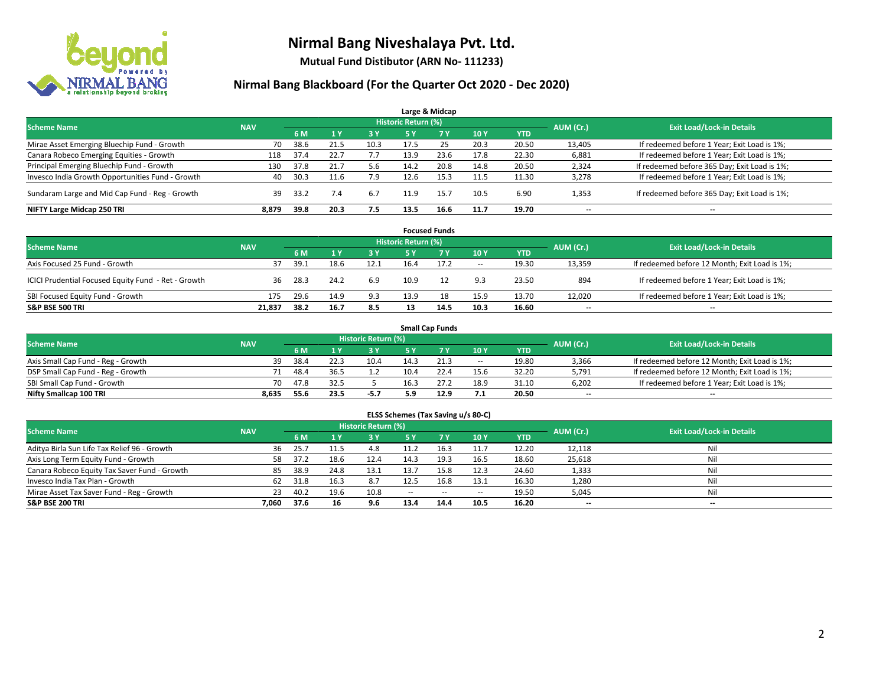# Nirmal Bang Niveshalaya Pvt. Ltd.

**Mutual Fund Distibutor (ARN No- 111233)**

## Nirmal Bang Blackboard (For the Quarter Oct 2020 - Dec 2020)

### Large & Midcap

| Scheme Name | NAV | Historic Return (%) | | | | | | | AUM (Cr.) | Exit Load/Lock-in Details |
|---|---|---|---|---|---|---|---|---|---|---|
| | | 6 M | 1 Y | 3 Y | 5 Y | 7 Y | 10 Y | YTD | | |
| Mirae Asset Emerging Bluechip Fund - Growth | 70 | 38.6 | 21.5 | 10.3 | 17.5 | 25 | 20.3 | 20.50 | 13,405 | If redeemed before 1 Year; Exit Load is 1%; |
| Canara Robeco Emerging Equities - Growth | 118 | 37.4 | 22.7 | 7.7 | 13.9 | 23.6 | 17.8 | 22.30 | 6,881 | If redeemed before 1 Year; Exit Load is 1%; |
| Principal Emerging Bluechip Fund - Growth | 130 | 37.8 | 21.7 | 5.6 | 14.2 | 20.8 | 14.8 | 20.50 | 2,324 | If redeemed before 365 Day; Exit Load is 1%; |
| Invesco India Growth Opportunities Fund - Growth | 40 | 30.3 | 11.6 | 7.9 | 12.6 | 15.3 | 11.5 | 11.30 | 3,278 | If redeemed before 1 Year; Exit Load is 1%; |
| Sundaram Large and Mid Cap Fund - Reg - Growth | 39 | 33.2 | 7.4 | 6.7 | 11.9 | 15.7 | 10.5 | 6.90 | 1,353 | If redeemed before 365 Day; Exit Load is 1%; |
| **NIFTY Large Midcap 250 TRI** | **8,879** | **39.8** | **20.3** | **7.5** | **13.5** | **16.6** | **11.7** | **19.70** | **--** | **--** |

### Focused Funds

| Scheme Name | NAV | Historic Return (%) | | | | | | | AUM (Cr.) | Exit Load/Lock-in Details |
|---|---|---|---|---|---|---|---|---|---|---|
| | | 6 M | 1 Y | 3 Y | 5 Y | 7 Y | 10 Y | YTD | | |
| Axis Focused 25 Fund - Growth | 37 | 39.1 | 18.6 | 12.1 | 16.4 | 17.2 | -- | 19.30 | 13,359 | If redeemed before 12 Month; Exit Load is 1%; |
| ICICI Prudential Focused Equity Fund - Ret - Growth | 36 | 28.3 | 24.2 | 6.9 | 10.9 | 12 | 9.3 | 23.50 | 894 | If redeemed before 1 Year; Exit Load is 1%; |
| SBI Focused Equity Fund - Growth | 175 | 29.6 | 14.9 | 9.3 | 13.9 | 18 | 15.9 | 13.70 | 12,020 | If redeemed before 1 Year; Exit Load is 1%; |
| **S&P BSE 500 TRI** | **21,837** | **38.2** | **16.7** | **8.5** | **13** | **14.5** | **10.3** | **16.60** | **--** | **--** |

### Small Cap Funds

| Scheme Name | NAV | Historic Return (%) | | | | | | | AUM (Cr.) | Exit Load/Lock-in Details |
|---|---|---|---|---|---|---|---|---|---|---|
| | | 6 M | 1 Y | 3 Y | 5 Y | 7 Y | 10 Y | YTD | | |
| Axis Small Cap Fund - Reg - Growth | 39 | 38.4 | 22.3 | 10.4 | 14.3 | 21.3 | -- | 19.80 | 3,366 | If redeemed before 12 Month; Exit Load is 1%; |
| DSP Small Cap Fund - Reg - Growth | 71 | 48.4 | 36.5 | 1.2 | 10.4 | 22.4 | 15.6 | 32.20 | 5,791 | If redeemed before 12 Month; Exit Load is 1%; |
| SBI Small Cap Fund - Growth | 70 | 47.8 | 32.5 | 5 | 16.3 | 27.2 | 18.9 | 31.10 | 6,202 | If redeemed before 1 Year; Exit Load is 1%; |
| **Nifty Smallcap 100 TRI** | **8,635** | **55.6** | **23.5** | **-5.7** | **5.9** | **12.9** | **7.1** | **20.50** | **--** | **--** |

### ELSS Schemes (Tax Saving u/s 80-C)

| Scheme Name | NAV | Historic Return (%) | | | | | | | AUM (Cr.) | Exit Load/Lock-in Details |
|---|---|---|---|---|---|---|---|---|---|---|
| | | 6 M | 1 Y | 3 Y | 5 Y | 7 Y | 10 Y | YTD | | |
| Aditya Birla Sun Life Tax Relief 96 - Growth | 36 | 25.7 | 11.5 | 4.8 | 11.2 | 16.3 | 11.7 | 12.20 | 12,118 | Nil |
| Axis Long Term Equity Fund - Growth | 58 | 37.2 | 18.6 | 12.4 | 14.3 | 19.3 | 16.5 | 18.60 | 25,618 | Nil |
| Canara Robeco Equity Tax Saver Fund - Growth | 85 | 38.9 | 24.8 | 13.1 | 13.7 | 15.8 | 12.3 | 24.60 | 1,333 | Nil |
| Invesco India Tax Plan - Growth | 62 | 31.8 | 16.3 | 8.7 | 12.5 | 16.8 | 13.1 | 16.30 | 1,280 | Nil |
| Mirae Asset Tax Saver Fund - Reg - Growth | 23 | 40.2 | 19.6 | 10.8 | -- | -- | -- | 19.50 | 5,045 | Nil |
| **S&P BSE 200 TRI** | **7,060** | **37.6** | **16** | **9.6** | **13.4** | **14.4** | **10.5** | **16.20** | **--** | **--** |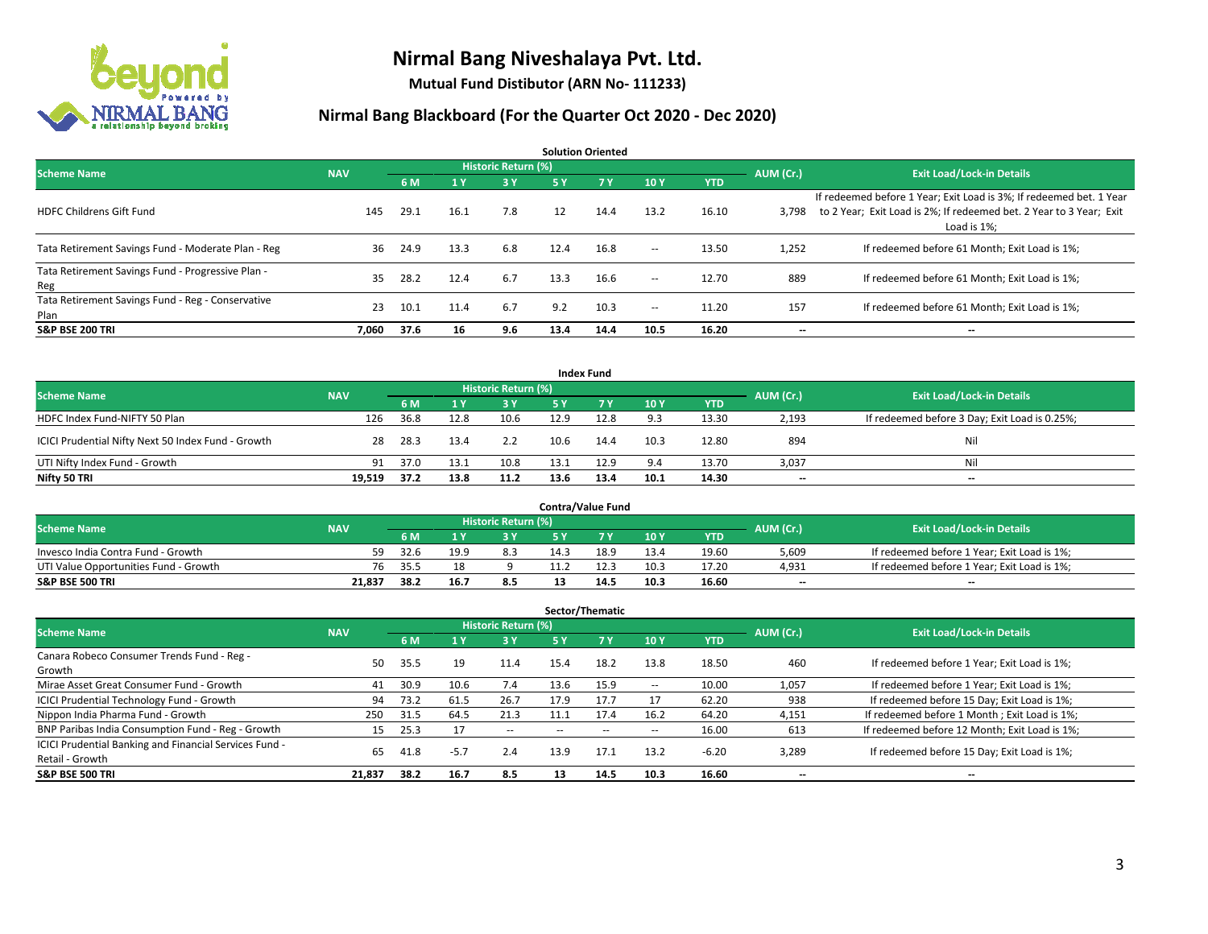# Nirmal Bang Niveshalaya Pvt. Ltd.

**Mutual Fund Distibutor (ARN No- 111233)**

## Nirmal Bang Blackboard (For the Quarter Oct 2020 - Dec 2020)

### Solution Oriented

| Scheme Name | NAV | Historic Return (%) | | | | | | | AUM (Cr.) | Exit Load/Lock-in Details |
|---|---|---|---|---|---|---|---|---|---|---|
| | | 6 M | 1 Y | 3 Y | 5 Y | 7 Y | 10 Y | YTD | | |
| HDFC Childrens Gift Fund | 145 | 29.1 | 16.1 | 7.8 | 12 | 14.4 | 13.2 | 16.10 | 3,798 | If redeemed before 1 Year; Exit Load is 3%; If redeemed bet. 1 Year to 2 Year; Exit Load is 2%; If redeemed bet. 2 Year to 3 Year; Exit Load is 1%; |
| Tata Retirement Savings Fund - Moderate Plan - Reg | 36 | 24.9 | 13.3 | 6.8 | 12.4 | 16.8 | -- | 13.50 | 1,252 | If redeemed before 61 Month; Exit Load is 1%; |
| Tata Retirement Savings Fund - Progressive Plan - Reg | 35 | 28.2 | 12.4 | 6.7 | 13.3 | 16.6 | -- | 12.70 | 889 | If redeemed before 61 Month; Exit Load is 1%; |
| Tata Retirement Savings Fund - Reg - Conservative Plan | 23 | 10.1 | 11.4 | 6.7 | 9.2 | 10.3 | -- | 11.20 | 157 | If redeemed before 61 Month; Exit Load is 1%; |
| **S&P BSE 200 TRI** | **7,060** | **37.6** | **16** | **9.6** | **13.4** | **14.4** | **10.5** | **16.20** | **--** | **--** |

### Index Fund

| Scheme Name | NAV | Historic Return (%) | | | | | | | AUM (Cr.) | Exit Load/Lock-in Details |
|---|---|---|---|---|---|---|---|---|---|---|
| | | 6 M | 1 Y | 3 Y | 5 Y | 7 Y | 10 Y | YTD | | |
| HDFC Index Fund-NIFTY 50 Plan | 126 | 36.8 | 12.8 | 10.6 | 12.9 | 12.8 | 9.3 | 13.30 | 2,193 | If redeemed before 3 Day; Exit Load is 0.25%; |
| ICICI Prudential Nifty Next 50 Index Fund - Growth | 28 | 28.3 | 13.4 | 2.2 | 10.6 | 14.4 | 10.3 | 12.80 | 894 | Nil |
| UTI Nifty Index Fund - Growth | 91 | 37.0 | 13.1 | 10.8 | 13.1 | 12.9 | 9.4 | 13.70 | 3,037 | Nil |
| **Nifty 50 TRI** | **19,519** | **37.2** | **13.8** | **11.2** | **13.6** | **13.4** | **10.1** | **14.30** | **--** | **--** |

### Contra/Value Fund

| Scheme Name | NAV | Historic Return (%) | | | | | | | AUM (Cr.) | Exit Load/Lock-in Details |
|---|---|---|---|---|---|---|---|---|---|---|
| | | 6 M | 1 Y | 3 Y | 5 Y | 7 Y | 10 Y | YTD | | |
| Invesco India Contra Fund - Growth | 59 | 32.6 | 19.9 | 8.3 | 14.3 | 18.9 | 13.4 | 19.60 | 5,609 | If redeemed before 1 Year; Exit Load is 1%; |
| UTI Value Opportunities Fund - Growth | 76 | 35.5 | 18 | 9 | 11.2 | 12.3 | 10.3 | 17.20 | 4,931 | If redeemed before 1 Year; Exit Load is 1%; |
| **S&P BSE 500 TRI** | **21,837** | **38.2** | **16.7** | **8.5** | **13** | **14.5** | **10.3** | **16.60** | **--** | **--** |

### Sector/Thematic

| Scheme Name | NAV | Historic Return (%) | | | | | | | AUM (Cr.) | Exit Load/Lock-in Details |
|---|---|---|---|---|---|---|---|---|---|---|
| | | 6 M | 1 Y | 3 Y | 5 Y | 7 Y | 10 Y | YTD | | |
| Canara Robeco Consumer Trends Fund - Reg - Growth | 50 | 35.5 | 19 | 11.4 | 15.4 | 18.2 | 13.8 | 18.50 | 460 | If redeemed before 1 Year; Exit Load is 1%; |
| Mirae Asset Great Consumer Fund - Growth | 41 | 30.9 | 10.6 | 7.4 | 13.6 | 15.9 | -- | 10.00 | 1,057 | If redeemed before 1 Year; Exit Load is 1%; |
| ICICI Prudential Technology Fund - Growth | 94 | 73.2 | 61.5 | 26.7 | 17.9 | 17.7 | 17 | 62.20 | 938 | If redeemed before 15 Day; Exit Load is 1%; |
| Nippon India Pharma Fund - Growth | 250 | 31.5 | 64.5 | 21.3 | 11.1 | 17.4 | 16.2 | 64.20 | 4,151 | If redeemed before 1 Month ; Exit Load is 1%; |
| BNP Paribas India Consumption Fund - Reg - Growth | 15 | 25.3 | 17 | -- | -- | -- | -- | 16.00 | 613 | If redeemed before 12 Month; Exit Load is 1%; |
| ICICI Prudential Banking and Financial Services Fund - Retail - Growth | 65 | 41.8 | -5.7 | 2.4 | 13.9 | 17.1 | 13.2 | -6.20 | 3,289 | If redeemed before 15 Day; Exit Load is 1%; |
| **S&P BSE 500 TRI** | **21,837** | **38.2** | **16.7** | **8.5** | **13** | **14.5** | **10.3** | **16.60** | **--** | **--** |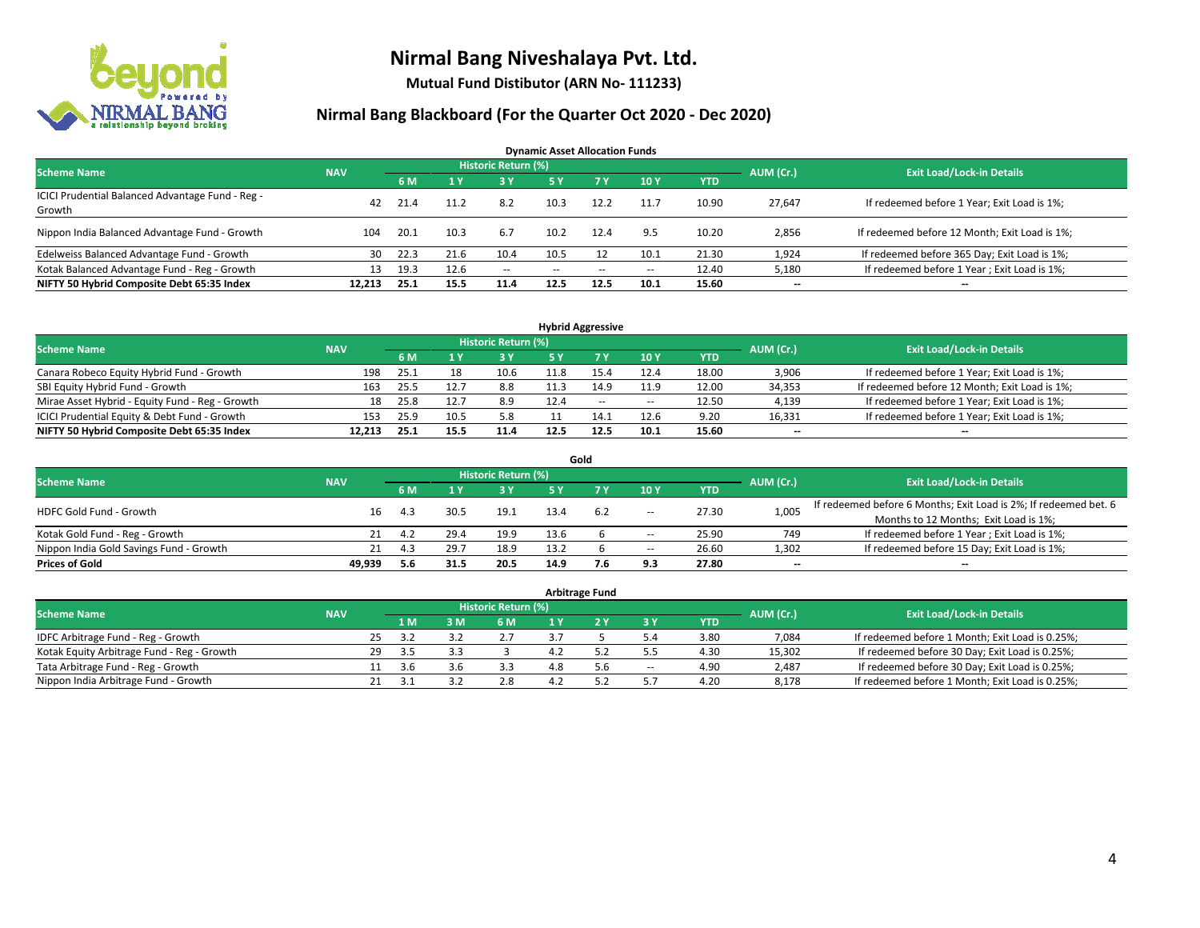# Nirmal Bang Niveshalaya Pvt. Ltd.

**Mutual Fund Distibutor (ARN No- 111233)**

## Nirmal Bang Blackboard (For the Quarter Oct 2020 - Dec 2020)

### Dynamic Asset Allocation Funds

| Scheme Name | NAV | Historic Return (%) | | | | | | | AUM (Cr.) | Exit Load/Lock-in Details |
|---|---|---|---|---|---|---|---|---|---|---|
| | | 6 M | 1 Y | 3 Y | 5 Y | 7 Y | 10 Y | YTD | | |
| ICICI Prudential Balanced Advantage Fund - Reg - Growth | 42 | 21.4 | 11.2 | 8.2 | 10.3 | 12.2 | 11.7 | 10.90 | 27,647 | If redeemed before 1 Year; Exit Load is 1%; |
| Nippon India Balanced Advantage Fund - Growth | 104 | 20.1 | 10.3 | 6.7 | 10.2 | 12.4 | 9.5 | 10.20 | 2,856 | If redeemed before 12 Month; Exit Load is 1%; |
| Edelweiss Balanced Advantage Fund - Growth | 30 | 22.3 | 21.6 | 10.4 | 10.5 | 12 | 10.1 | 21.30 | 1,924 | If redeemed before 365 Day; Exit Load is 1%; |
| Kotak Balanced Advantage Fund - Reg - Growth | 13 | 19.3 | 12.6 | -- | -- | -- | -- | 12.40 | 5,180 | If redeemed before 1 Year ; Exit Load is 1%; |
| **NIFTY 50 Hybrid Composite Debt 65:35 Index** | **12,213** | **25.1** | **15.5** | **11.4** | **12.5** | **12.5** | **10.1** | **15.60** | **--** | **--** |

### Hybrid Aggressive

| Scheme Name | NAV | Historic Return (%) | | | | | | | AUM (Cr.) | Exit Load/Lock-in Details |
|---|---|---|---|---|---|---|---|---|---|---|
| | | 6 M | 1 Y | 3 Y | 5 Y | 7 Y | 10 Y | YTD | | |
| Canara Robeco Equity Hybrid Fund - Growth | 198 | 25.1 | 18 | 10.6 | 11.8 | 15.4 | 12.4 | 18.00 | 3,906 | If redeemed before 1 Year; Exit Load is 1%; |
| SBI Equity Hybrid Fund - Growth | 163 | 25.5 | 12.7 | 8.8 | 11.3 | 14.9 | 11.9 | 12.00 | 34,353 | If redeemed before 12 Month; Exit Load is 1%; |
| Mirae Asset Hybrid - Equity Fund - Reg - Growth | 18 | 25.8 | 12.7 | 8.9 | 12.4 | -- | -- | 12.50 | 4,139 | If redeemed before 1 Year; Exit Load is 1%; |
| ICICI Prudential Equity & Debt Fund - Growth | 153 | 25.9 | 10.5 | 5.8 | 11 | 14.1 | 12.6 | 9.20 | 16,331 | If redeemed before 1 Year; Exit Load is 1%; |
| **NIFTY 50 Hybrid Composite Debt 65:35 Index** | **12,213** | **25.1** | **15.5** | **11.4** | **12.5** | **12.5** | **10.1** | **15.60** | **--** | **--** |

### Gold

| Scheme Name | NAV | Historic Return (%) | | | | | | | AUM (Cr.) | Exit Load/Lock-in Details |
|---|---|---|---|---|---|---|---|---|---|---|
| | | 6 M | 1 Y | 3 Y | 5 Y | 7 Y | 10 Y | YTD | | |
| HDFC Gold Fund - Growth | 16 | 4.3 | 30.5 | 19.1 | 13.4 | 6.2 | -- | 27.30 | 1,005 | If redeemed before 6 Months; Exit Load is 2%; If redeemed bet. 6 Months to 12 Months; Exit Load is 1%; |
| Kotak Gold Fund - Reg - Growth | 21 | 4.2 | 29.4 | 19.9 | 13.6 | 6 | -- | 25.90 | 749 | If redeemed before 1 Year ; Exit Load is 1%; |
| Nippon India Gold Savings Fund - Growth | 21 | 4.3 | 29.7 | 18.9 | 13.2 | 6 | -- | 26.60 | 1,302 | If redeemed before 15 Day; Exit Load is 1%; |
| **Prices of Gold** | **49,939** | **5.6** | **31.5** | **20.5** | **14.9** | **7.6** | **9.3** | **27.80** | **--** | **--** |

### Arbitrage Fund

| Scheme Name | NAV | Historic Return (%) | | | | | | | AUM (Cr.) | Exit Load/Lock-in Details |
|---|---|---|---|---|---|---|---|---|---|---|
| | | 1 M | 3 M | 6 M | 1 Y | 2 Y | 3 Y | YTD | | |
| IDFC Arbitrage Fund - Reg - Growth | 25 | 3.2 | 3.2 | 2.7 | 3.7 | 5 | 5.4 | 3.80 | 7,084 | If redeemed before 1 Month; Exit Load is 0.25%; |
| Kotak Equity Arbitrage Fund - Reg - Growth | 29 | 3.5 | 3.3 | 3 | 4.2 | 5.2 | 5.5 | 4.30 | 15,302 | If redeemed before 30 Day; Exit Load is 0.25%; |
| Tata Arbitrage Fund - Reg - Growth | 11 | 3.6 | 3.6 | 3.3 | 4.8 | 5.6 | -- | 4.90 | 2,487 | If redeemed before 30 Day; Exit Load is 0.25%; |
| Nippon India Arbitrage Fund - Growth | 21 | 3.1 | 3.2 | 2.8 | 4.2 | 5.2 | 5.7 | 4.20 | 8,178 | If redeemed before 1 Month; Exit Load is 0.25%; |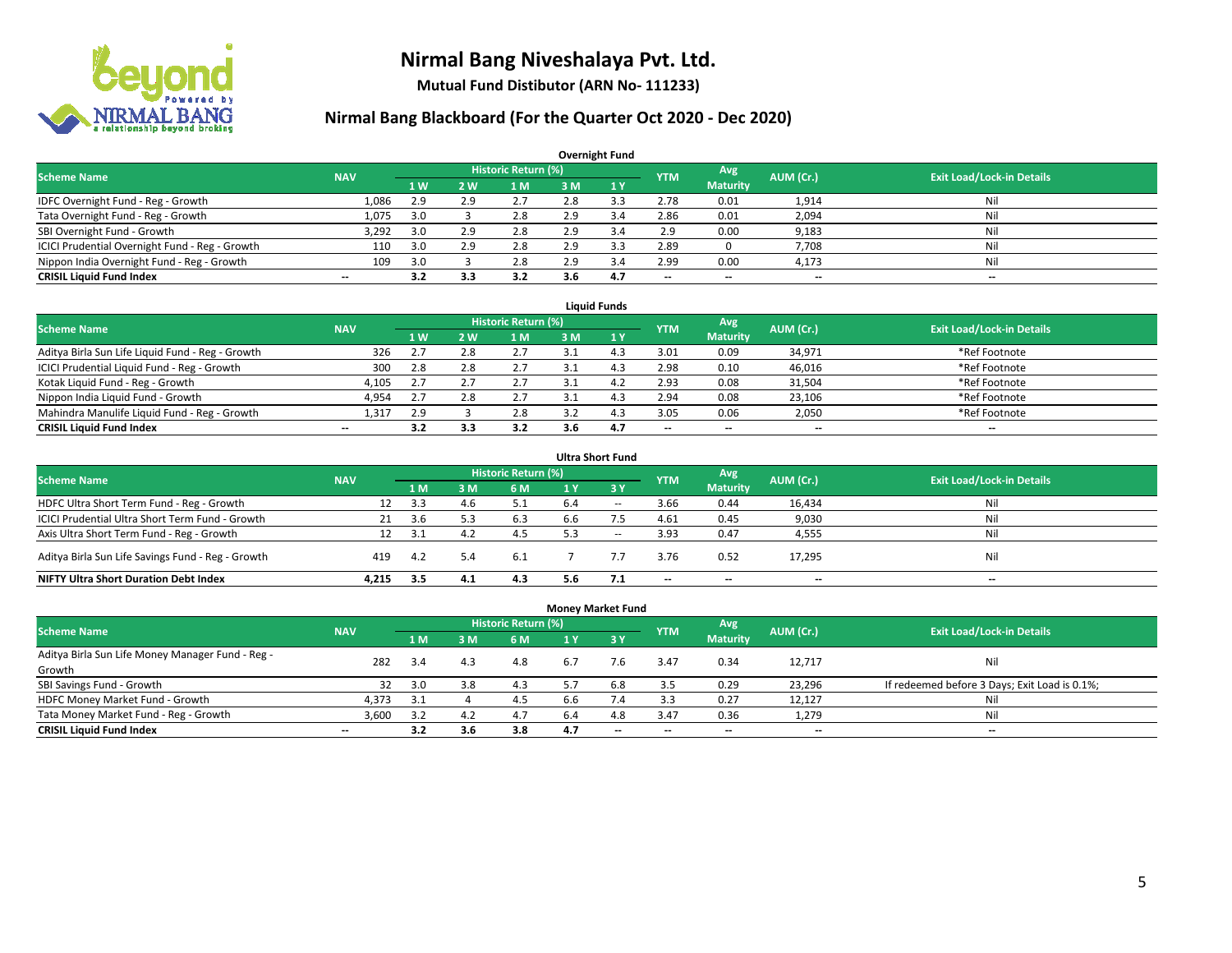# Nirmal Bang Niveshalaya Pvt. Ltd.

**Mutual Fund Distibutor (ARN No- 111233)**

## Nirmal Bang Blackboard (For the Quarter Oct 2020 - Dec 2020)

### Overnight Fund

| Scheme Name | NAV | Historic Return (%) | | | | | YTM | Avg Maturity | AUM (Cr.) | Exit Load/Lock-in Details |
|---|---|---|---|---|---|---|---|---|---|---|
| | | 1 W | 2 W | 1 M | 3 M | 1 Y | | | | |
| IDFC Overnight Fund - Reg - Growth | 1,086 | 2.9 | 2.9 | 2.7 | 2.8 | 3.3 | 2.78 | 0.01 | 1,914 | Nil |
| Tata Overnight Fund - Reg - Growth | 1,075 | 3.0 | 3 | 2.8 | 2.9 | 3.4 | 2.86 | 0.01 | 2,094 | Nil |
| SBI Overnight Fund - Growth | 3,292 | 3.0 | 2.9 | 2.8 | 2.9 | 3.4 | 2.9 | 0.00 | 9,183 | Nil |
| ICICI Prudential Overnight Fund - Reg - Growth | 110 | 3.0 | 2.9 | 2.8 | 2.9 | 3.3 | 2.89 | 0 | 7,708 | Nil |
| Nippon India Overnight Fund - Reg - Growth | 109 | 3.0 | 3 | 2.8 | 2.9 | 3.4 | 2.99 | 0.00 | 4,173 | Nil |
| **CRISIL Liquid Fund Index** | -- | **3.2** | **3.3** | **3.2** | **3.6** | **4.7** | -- | -- | -- | -- |

### Liquid Funds

| Scheme Name | NAV | Historic Return (%) | | | | | YTM | Avg Maturity | AUM (Cr.) | Exit Load/Lock-in Details |
|---|---|---|---|---|---|---|---|---|---|---|
| | | 1 W | 2 W | 1 M | 3 M | 1 Y | | | | |
| Aditya Birla Sun Life Liquid Fund - Reg - Growth | 326 | 2.7 | 2.8 | 2.7 | 3.1 | 4.3 | 3.01 | 0.09 | 34,971 | *Ref Footnote |
| ICICI Prudential Liquid Fund - Reg - Growth | 300 | 2.8 | 2.8 | 2.7 | 3.1 | 4.3 | 2.98 | 0.10 | 46,016 | *Ref Footnote |
| Kotak Liquid Fund - Reg - Growth | 4,105 | 2.7 | 2.7 | 2.7 | 3.1 | 4.2 | 2.93 | 0.08 | 31,504 | *Ref Footnote |
| Nippon India Liquid Fund - Growth | 4,954 | 2.7 | 2.8 | 2.7 | 3.1 | 4.3 | 2.94 | 0.08 | 23,106 | *Ref Footnote |
| Mahindra Manulife Liquid Fund - Reg - Growth | 1,317 | 2.9 | 3 | 2.8 | 3.2 | 4.3 | 3.05 | 0.06 | 2,050 | *Ref Footnote |
| **CRISIL Liquid Fund Index** | -- | **3.2** | **3.3** | **3.2** | **3.6** | **4.7** | -- | -- | -- | -- |

### Ultra Short Fund

| Scheme Name | NAV | Historic Return (%) | | | | | YTM | Avg Maturity | AUM (Cr.) | Exit Load/Lock-in Details |
|---|---|---|---|---|---|---|---|---|---|---|
| | | 1 M | 3 M | 6 M | 1 Y | 3 Y | | | | |
| HDFC Ultra Short Term Fund - Reg - Growth | 12 | 3.3 | 4.6 | 5.1 | 6.4 | -- | 3.66 | 0.44 | 16,434 | Nil |
| ICICI Prudential Ultra Short Term Fund - Growth | 21 | 3.6 | 5.3 | 6.3 | 6.6 | 7.5 | 4.61 | 0.45 | 9,030 | Nil |
| Axis Ultra Short Term Fund - Reg - Growth | 12 | 3.1 | 4.2 | 4.5 | 5.3 | -- | 3.93 | 0.47 | 4,555 | Nil |
| Aditya Birla Sun Life Savings Fund - Reg - Growth | 419 | 4.2 | 5.4 | 6.1 | 7 | 7.7 | 3.76 | 0.52 | 17,295 | Nil |
| **NIFTY Ultra Short Duration Debt Index** | **4,215** | **3.5** | **4.1** | **4.3** | **5.6** | **7.1** | -- | -- | -- | -- |

### Money Market Fund

| Scheme Name | NAV | Historic Return (%) | | | | | YTM | Avg Maturity | AUM (Cr.) | Exit Load/Lock-in Details |
|---|---|---|---|---|---|---|---|---|---|---|
| | | 1 M | 3 M | 6 M | 1 Y | 3 Y | | | | |
| Aditya Birla Sun Life Money Manager Fund - Reg - Growth | 282 | 3.4 | 4.3 | 4.8 | 6.7 | 7.6 | 3.47 | 0.34 | 12,717 | Nil |
| SBI Savings Fund - Growth | 32 | 3.0 | 3.8 | 4.3 | 5.7 | 6.8 | 3.5 | 0.29 | 23,296 | If redeemed before 3 Days; Exit Load is 0.1%; |
| HDFC Money Market Fund - Growth | 4,373 | 3.1 | 4 | 4.5 | 6.6 | 7.4 | 3.3 | 0.27 | 12,127 | Nil |
| Tata Money Market Fund - Reg - Growth | 3,600 | 3.2 | 4.2 | 4.7 | 6.4 | 4.8 | 3.47 | 0.36 | 1,279 | Nil |
| **CRISIL Liquid Fund Index** | -- | **3.2** | **3.6** | **3.8** | **4.7** | -- | -- | -- | -- | -- |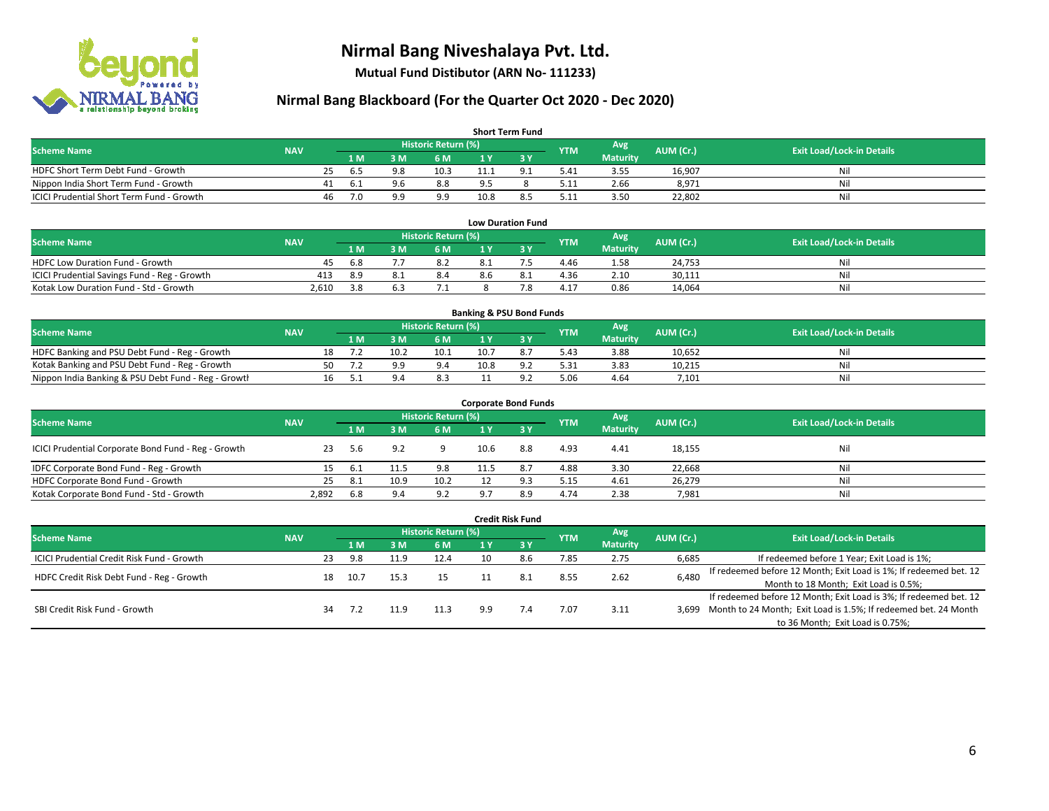# Nirmal Bang Niveshalaya Pvt. Ltd.

**Mutual Fund Distibutor (ARN No- 111233)**

## Nirmal Bang Blackboard (For the Quarter Oct 2020 - Dec 2020)

### Short Term Fund

| Scheme Name | NAV | Historic Return (%) | | | | | YTM | Avg Maturity | AUM (Cr.) | Exit Load/Lock-in Details |
|---|---|---|---|---|---|---|---|---|---|---|
| | | 1 M | 3 M | 6 M | 1 Y | 3 Y | | | | |
| HDFC Short Term Debt Fund - Growth | 25 | 6.5 | 9.8 | 10.3 | 11.1 | 9.1 | 5.41 | 3.55 | 16,907 | Nil |
| Nippon India Short Term Fund - Growth | 41 | 6.1 | 9.6 | 8.8 | 9.5 | 8 | 5.11 | 2.66 | 8,971 | Nil |
| ICICI Prudential Short Term Fund - Growth | 46 | 7.0 | 9.9 | 9.9 | 10.8 | 8.5 | 5.11 | 3.50 | 22,802 | Nil |

### Low Duration Fund

| Scheme Name | NAV | Historic Return (%) | | | | | YTM | Avg Maturity | AUM (Cr.) | Exit Load/Lock-in Details |
|---|---|---|---|---|---|---|---|---|---|---|
| | | 1 M | 3 M | 6 M | 1 Y | 3 Y | | | | |
| HDFC Low Duration Fund - Growth | 45 | 6.8 | 7.7 | 8.2 | 8.1 | 7.5 | 4.46 | 1.58 | 24,753 | Nil |
| ICICI Prudential Savings Fund - Reg - Growth | 413 | 8.9 | 8.1 | 8.4 | 8.6 | 8.1 | 4.36 | 2.10 | 30,111 | Nil |
| Kotak Low Duration Fund - Std - Growth | 2,610 | 3.8 | 6.3 | 7.1 | 8 | 7.8 | 4.17 | 0.86 | 14,064 | Nil |

### Banking & PSU Bond Funds

| Scheme Name | NAV | Historic Return (%) | | | | | YTM | Avg Maturity | AUM (Cr.) | Exit Load/Lock-in Details |
|---|---|---|---|---|---|---|---|---|---|---|
| | | 1 M | 3 M | 6 M | 1 Y | 3 Y | | | | |
| HDFC Banking and PSU Debt Fund - Reg - Growth | 18 | 7.2 | 10.2 | 10.1 | 10.7 | 8.7 | 5.43 | 3.88 | 10,652 | Nil |
| Kotak Banking and PSU Debt Fund - Reg - Growth | 50 | 7.2 | 9.9 | 9.4 | 10.8 | 9.2 | 5.31 | 3.83 | 10,215 | Nil |
| Nippon India Banking & PSU Debt Fund - Reg - Growth | 16 | 5.1 | 9.4 | 8.3 | 11 | 9.2 | 5.06 | 4.64 | 7,101 | Nil |

### Corporate Bond Funds

| Scheme Name | NAV | Historic Return (%) | | | | | YTM | Avg Maturity | AUM (Cr.) | Exit Load/Lock-in Details |
|---|---|---|---|---|---|---|---|---|---|---|
| | | 1 M | 3 M | 6 M | 1 Y | 3 Y | | | | |
| ICICI Prudential Corporate Bond Fund - Reg - Growth | 23 | 5.6 | 9.2 | 9 | 10.6 | 8.8 | 4.93 | 4.41 | 18,155 | Nil |
| IDFC Corporate Bond Fund - Reg - Growth | 15 | 6.1 | 11.5 | 9.8 | 11.5 | 8.7 | 4.88 | 3.30 | 22,668 | Nil |
| HDFC Corporate Bond Fund - Growth | 25 | 8.1 | 10.9 | 10.2 | 12 | 9.3 | 5.15 | 4.61 | 26,279 | Nil |
| Kotak Corporate Bond Fund - Std - Growth | 2,892 | 6.8 | 9.4 | 9.2 | 9.7 | 8.9 | 4.74 | 2.38 | 7,981 | Nil |

### Credit Risk Fund

| Scheme Name | NAV | Historic Return (%) | | | | | YTM | Avg Maturity | AUM (Cr.) | Exit Load/Lock-in Details |
|---|---|---|---|---|---|---|---|---|---|---|
| | | 1 M | 3 M | 6 M | 1 Y | 3 Y | | | | |
| ICICI Prudential Credit Risk Fund - Growth | 23 | 9.8 | 11.9 | 12.4 | 10 | 8.6 | 7.85 | 2.75 | 6,685 | If redeemed before 1 Year; Exit Load is 1%; |
| HDFC Credit Risk Debt Fund - Reg - Growth | 18 | 10.7 | 15.3 | 15 | 11 | 8.1 | 8.55 | 2.62 | 6,480 | If redeemed before 12 Month; Exit Load is 1%; If redeemed bet. 12 Month to 18 Month; Exit Load is 0.5%; |
| SBI Credit Risk Fund - Growth | 34 | 7.2 | 11.9 | 11.3 | 9.9 | 7.4 | 7.07 | 3.11 | 3,699 | If redeemed before 12 Month; Exit Load is 3%; If redeemed bet. 12 Month to 24 Month; Exit Load is 1.5%; If redeemed bet. 24 Month to 36 Month; Exit Load is 0.75%; |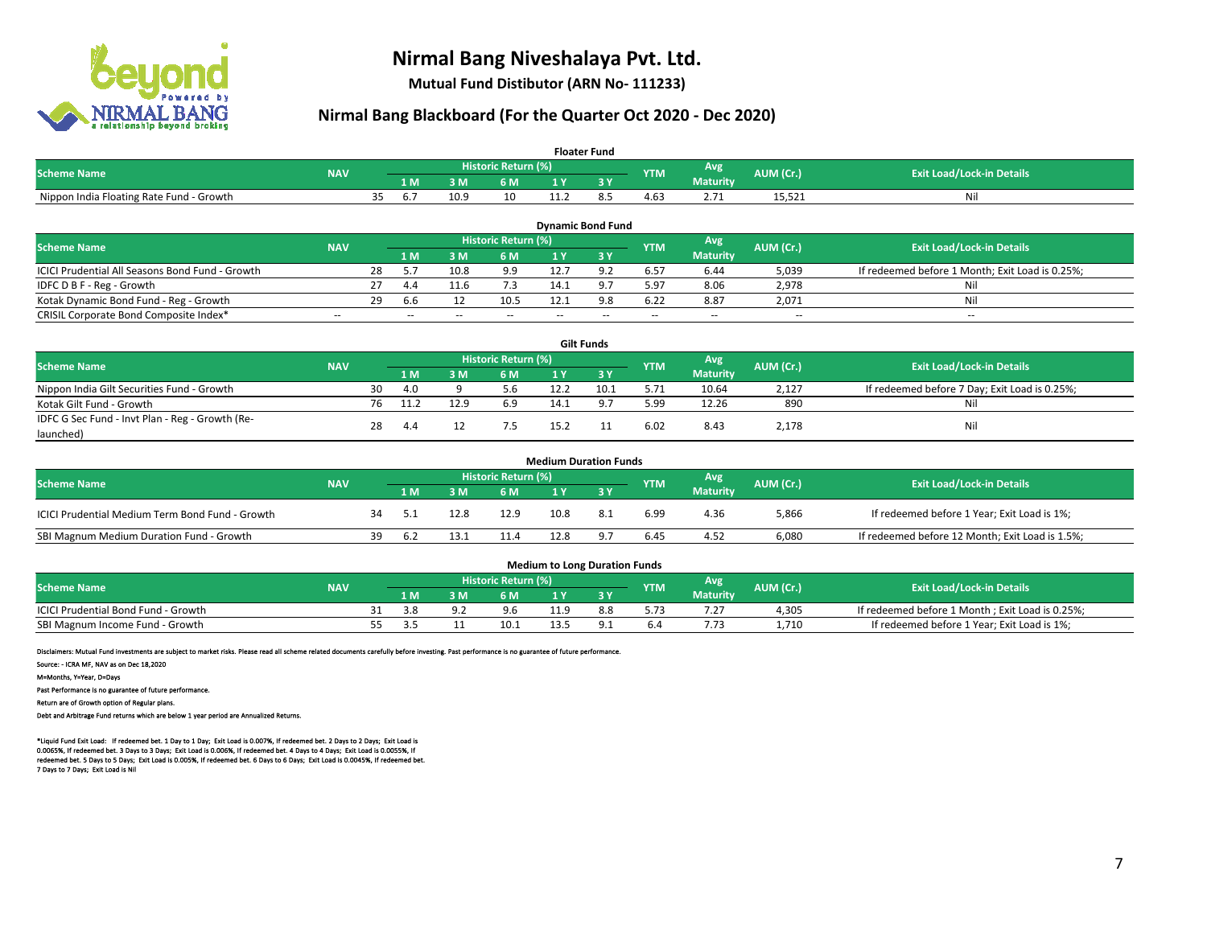# Nirmal Bang Niveshalaya Pvt. Ltd.

**Mutual Fund Distibutor (ARN No- 111233)**

## Nirmal Bang Blackboard (For the Quarter Oct 2020 - Dec 2020)

### Floater Fund

| Scheme Name | NAV | Historic Return (%) | | | | | YTM | Avg Maturity | AUM (Cr.) | Exit Load/Lock-in Details |
|---|---|---|---|---|---|---|---|---|---|---|
| | | 1 M | 3 M | 6 M | 1 Y | 3 Y | | | | |
| Nippon India Floating Rate Fund - Growth | 35 | 6.7 | 10.9 | 10 | 11.2 | 8.5 | 4.63 | 2.71 | 15,521 | Nil |

### Dynamic Bond Fund

| Scheme Name | NAV | Historic Return (%) | | | | | YTM | Avg Maturity | AUM (Cr.) | Exit Load/Lock-in Details |
|---|---|---|---|---|---|---|---|---|---|---|
| | | 1 M | 3 M | 6 M | 1 Y | 3 Y | | | | |
| ICICI Prudential All Seasons Bond Fund - Growth | 28 | 5.7 | 10.8 | 9.9 | 12.7 | 9.2 | 6.57 | 6.44 | 5,039 | If redeemed before 1 Month; Exit Load is 0.25%; |
| IDFC D B F - Reg - Growth | 27 | 4.4 | 11.6 | 7.3 | 14.1 | 9.7 | 5.97 | 8.06 | 2,978 | Nil |
| Kotak Dynamic Bond Fund - Reg - Growth | 29 | 6.6 | 12 | 10.5 | 12.1 | 9.8 | 6.22 | 8.87 | 2,071 | Nil |
| CRISIL Corporate Bond Composite Index* | -- | -- | -- | -- | -- | -- | -- | -- | -- | -- |

### Gilt Funds

| Scheme Name | NAV | Historic Return (%) | | | | | YTM | Avg Maturity | AUM (Cr.) | Exit Load/Lock-in Details |
|---|---|---|---|---|---|---|---|---|---|---|
| | | 1 M | 3 M | 6 M | 1 Y | 3 Y | | | | |
| Nippon India Gilt Securities Fund - Growth | 30 | 4.0 | 9 | 5.6 | 12.2 | 10.1 | 5.71 | 10.64 | 2,127 | If redeemed before 7 Day; Exit Load is 0.25%; |
| Kotak Gilt Fund - Growth | 76 | 11.2 | 12.9 | 6.9 | 14.1 | 9.7 | 5.99 | 12.26 | 890 | Nil |
| IDFC G Sec Fund - Invt Plan - Reg - Growth (Re-launched) | 28 | 4.4 | 12 | 7.5 | 15.2 | 11 | 6.02 | 8.43 | 2,178 | Nil |

### Medium Duration Funds

| Scheme Name | NAV | Historic Return (%) | | | | | YTM | Avg Maturity | AUM (Cr.) | Exit Load/Lock-in Details |
|---|---|---|---|---|---|---|---|---|---|---|
| | | 1 M | 3 M | 6 M | 1 Y | 3 Y | | | | |
| ICICI Prudential Medium Term Bond Fund - Growth | 34 | 5.1 | 12.8 | 12.9 | 10.8 | 8.1 | 6.99 | 4.36 | 5,866 | If redeemed before 1 Year; Exit Load is 1%; |
| SBI Magnum Medium Duration Fund - Growth | 39 | 6.2 | 13.1 | 11.4 | 12.8 | 9.7 | 6.45 | 4.52 | 6,080 | If redeemed before 12 Month; Exit Load is 1.5%; |

### Medium to Long Duration Funds

| Scheme Name | NAV | Historic Return (%) | | | | | YTM | Avg Maturity | AUM (Cr.) | Exit Load/Lock-in Details |
|---|---|---|---|---|---|---|---|---|---|---|
| | | 1 M | 3 M | 6 M | 1 Y | 3 Y | | | | |
| ICICI Prudential Bond Fund - Growth | 31 | 3.8 | 9.2 | 9.6 | 11.9 | 8.8 | 5.73 | 7.27 | 4,305 | If redeemed before 1 Month ; Exit Load is 0.25%; |
| SBI Magnum Income Fund - Growth | 55 | 3.5 | 11 | 10.1 | 13.5 | 9.1 | 6.4 | 7.73 | 1,710 | If redeemed before 1 Year; Exit Load is 1%; |

Disclaimers: Mutual Fund investments are subject to market risks. Please read all scheme related documents carefully before investing. Past performance is no guarantee of future performance.

Source: - ICRA MF, NAV as on Dec 18,2020

M=Months, Y=Year, D=Days

Past Performance is no guarantee of future performance.

Return are of Growth option of Regular plans.

Debt and Arbitrage Fund returns which are below 1 year period are Annualized Returns.

*Liquid Fund Exit Load: If redeemed bet. 1 Day to 1 Day; Exit Load is 0.007%, If redeemed bet. 2 Days to 2 Days; Exit Load is 0.0065%, If redeemed bet. 3 Days to 3 Days; Exit Load is 0.006%, If redeemed bet. 4 Days to 4 Days; Exit Load is 0.0055%, If redeemed bet. 5 Days to 5 Days; Exit Load is 0.005%, If redeemed bet. 6 Days to 6 Days; Exit Load is 0.0045%, If redeemed bet. 7 Days to 7 Days; Exit Load is Nil